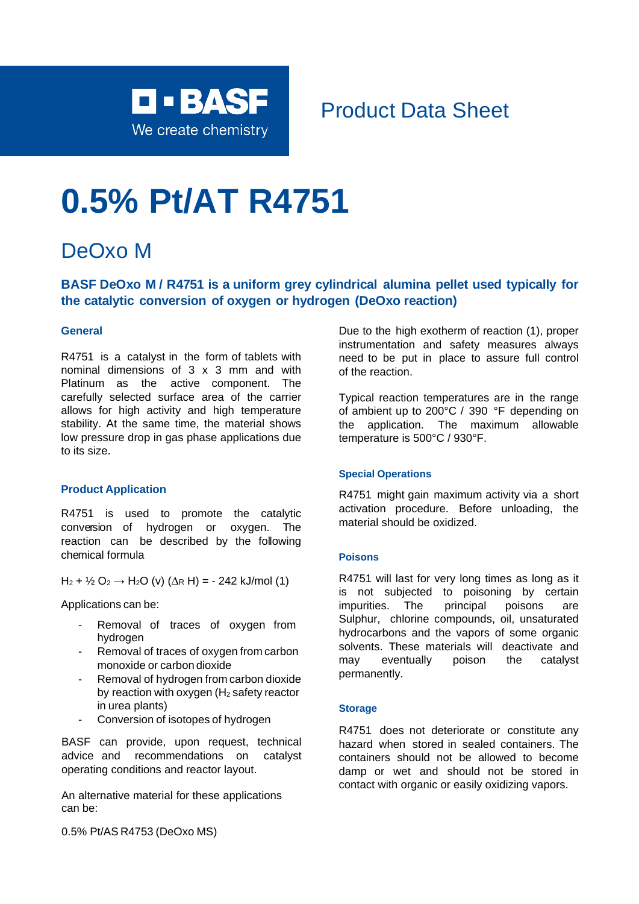BASF
We create chemistry

Product Data Sheet

# 0.5% Pt/AT R4751

## DeOxo M

**BASF DeOxo M / R4751 is a uniform grey cylindrical alumina pellet used typically for the catalytic conversion of oxygen or hydrogen (DeOxo reaction)**

### General

R4751 is a catalyst in the form of tablets with nominal dimensions of 3 x 3 mm and with Platinum as the active component. The carefully selected surface area of the carrier allows for high activity and high temperature stability. At the same time, the material shows low pressure drop in gas phase applications due to its size.

### Product Application

R4751 is used to promote the catalytic conversion of hydrogen or oxygen. The reaction can be described by the following chemical formula

$H_2$ + ½ $O_2$ → $H_2O$ (v) ($\Delta_R$ H) = - 242 kJ/mol (1)

Applications can be:

- Removal of traces of oxygen from hydrogen
- Removal of traces of oxygen from carbon monoxide or carbon dioxide
- Removal of hydrogen from carbon dioxide by reaction with oxygen ($H_2$ safety reactor in urea plants)
- Conversion of isotopes of hydrogen

BASF can provide, upon request, technical advice and recommendations on catalyst operating conditions and reactor layout.

An alternative material for these applications can be:

0.5% Pt/AS R4753 (DeOxo MS)

Due to the high exotherm of reaction (1), proper instrumentation and safety measures always need to be put in place to assure full control of the reaction.

Typical reaction temperatures are in the range of ambient up to 200°C / 390 °F depending on the application. The maximum allowable temperature is 500°C / 930°F.

### Special Operations

R4751 might gain maximum activity via a short activation procedure. Before unloading, the material should be oxidized.

### Poisons

R4751 will last for very long times as long as it is not subjected to poisoning by certain impurities. The principal poisons are Sulphur, chlorine compounds, oil, unsaturated hydrocarbons and the vapors of some organic solvents. These materials will deactivate and may eventually poison the catalyst permanently.

### Storage

R4751 does not deteriorate or constitute any hazard when stored in sealed containers. The containers should not be allowed to become damp or wet and should not be stored in contact with organic or easily oxidizing vapors.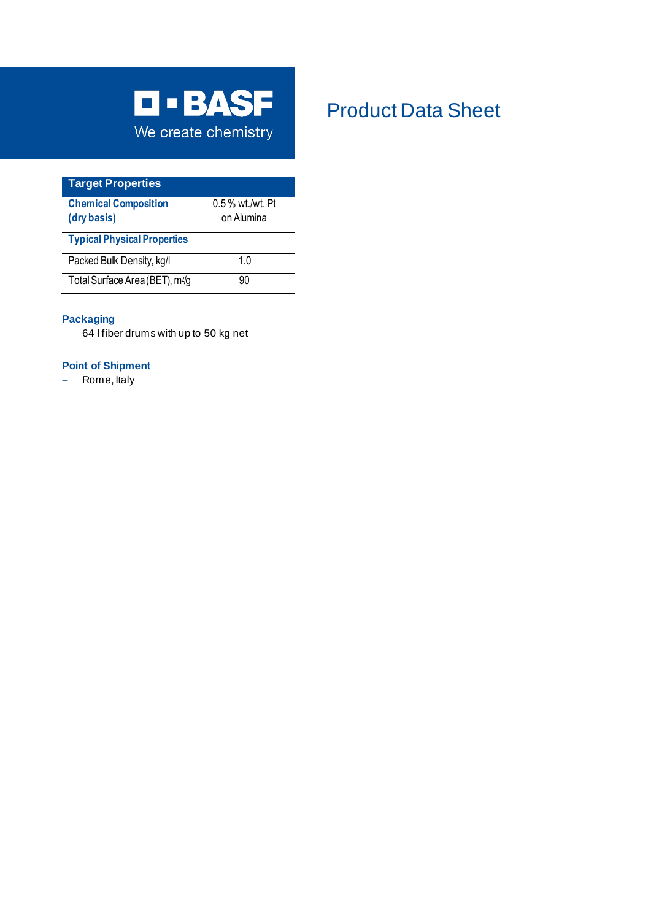BASF

We create chemistry

# Product Data Sheet

| Target Properties | |
|---|---|
| **Chemical Composition (dry basis)** | 0.5 % wt./wt. Pt on Alumina |
| **Typical Physical Properties** | |
| Packed Bulk Density, kg/l | 1.0 |
| Total Surface Area (BET), $m^2/g$ | 90 |

**Packaging**

- 64 l fiber drums with up to 50 kg net

**Point of Shipment**

- Rome, Italy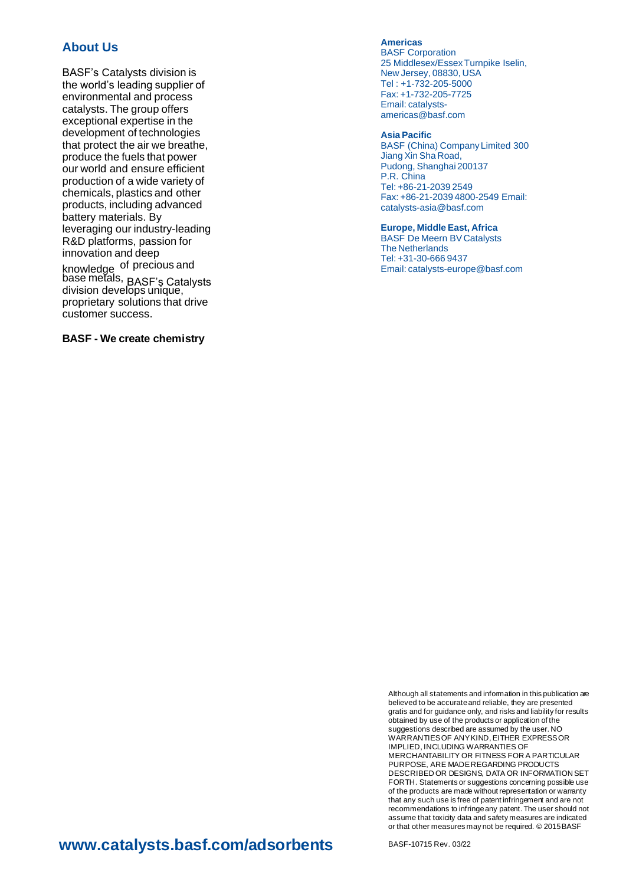## About Us

BASF's Catalysts division is the world's leading supplier of environmental and process catalysts. The group offers exceptional expertise in the development of technologies that protect the air we breathe, produce the fuels that power our world and ensure efficient production of a wide variety of chemicals, plastics and other products, including advanced battery materials. By leveraging our industry-leading R&D platforms, passion for innovation and deep knowledge of precious and base metals, BASF's Catalysts division develops unique, proprietary solutions that drive customer success.

**BASF - We create chemistry**

**Americas**
BASF Corporation
25 Middlesex/Essex Turnpike Iselin, New Jersey, 08830, USA
Tel : +1-732-205-5000
Fax: +1-732-205-7725
Email: catalysts-americas@basf.com

**Asia Pacific**
BASF (China) Company Limited 300 Jiang Xin Sha Road,
Pudong, Shanghai 200137
P.R. China
Tel: +86-21-2039 2549
Fax: +86-21-2039 4800-2549 Email: catalysts-asia@basf.com

**Europe, Middle East, Africa**
BASF De Meern BV Catalysts
The Netherlands
Tel: +31-30-666 9437
Email: catalysts-europe@basf.com

Although all statements and information in this publication are believed to be accurate and reliable, they are presented gratis and for guidance only, and risks and liability for results obtained by use of the products or application of the suggestions described are assumed by the user. NO WARRANTIES OF ANY KIND, EITHER EXPRESS OR IMPLIED, INCLUDING WARRANTIES OF MERCHANTABILITY OR FITNESS FOR A PARTICULAR PURPOSE, ARE MADE REGARDING PRODUCTS DESCRIBED OR DESIGNS, DATA OR INFORMATION SET FORTH. Statements or suggestions concerning possible use of the products are made without representation or warranty that any such use is free of patent infringement and are not recommendations to infringe any patent. The user should not assume that toxicity data and safety measures are indicated or that other measures may not be required. © 2015 BASF

**www.catalysts.basf.com/adsorbents**

BASF-10715 Rev. 03/22